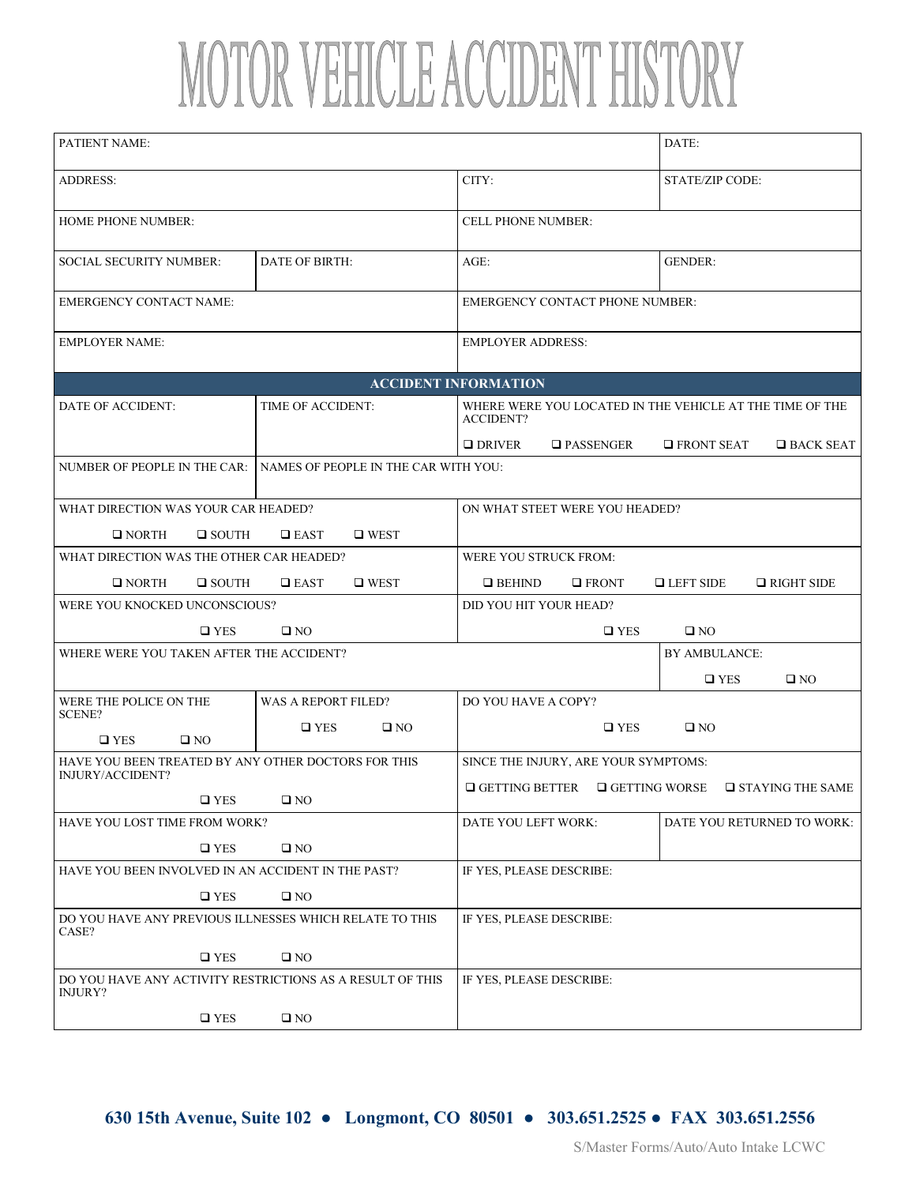# MOTOR VEHICLE ACCIDENT HISTORY

| PATIENT NAME: | | | DATE: |
|---|---|---|---|
| ADDRESS: | | CITY: | STATE/ZIP CODE: |
| HOME PHONE NUMBER: | | CELL PHONE NUMBER: | |
| SOCIAL SECURITY NUMBER: | DATE OF BIRTH: | AGE: | GENDER: |
| EMERGENCY CONTACT NAME: | | EMERGENCY CONTACT PHONE NUMBER: | |
| EMPLOYER NAME: | | EMPLOYER ADDRESS: | |

## ACCIDENT INFORMATION

| DATE OF ACCIDENT: | TIME OF ACCIDENT: | WHERE WERE YOU LOCATED IN THE VEHICLE AT THE TIME OF THE ACCIDENT? ❑ DRIVER ❑ PASSENGER ❑ FRONT SEAT ❑ BACK SEAT | |
|---|---|---|---|
| NUMBER OF PEOPLE IN THE CAR: | NAMES OF PEOPLE IN THE CAR WITH YOU: | | |
| WHAT DIRECTION WAS YOUR CAR HEADED? ❑ NORTH ❑ SOUTH ❑ EAST ❑ WEST | | ON WHAT STEET WERE YOU HEADED? | |
| WHAT DIRECTION WAS THE OTHER CAR HEADED? ❑ NORTH ❑ SOUTH ❑ EAST ❑ WEST | | WERE YOU STRUCK FROM: ❑ BEHIND ❑ FRONT ❑ LEFT SIDE ❑ RIGHT SIDE | |
| WERE YOU KNOCKED UNCONSCIOUS? ❑ YES ❑ NO | | DID YOU HIT YOUR HEAD? ❑ YES ❑ NO | |
| WHERE WERE YOU TAKEN AFTER THE ACCIDENT? | | | BY AMBULANCE: ❑ YES ❑ NO |
| WERE THE POLICE ON THE SCENE? ❑ YES ❑ NO | WAS A REPORT FILED? ❑ YES ❑ NO | DO YOU HAVE A COPY? ❑ YES ❑ NO | |
| HAVE YOU BEEN TREATED BY ANY OTHER DOCTORS FOR THIS INJURY/ACCIDENT? ❑ YES ❑ NO | | SINCE THE INJURY, ARE YOUR SYMPTOMS: ❑ GETTING BETTER ❑ GETTING WORSE ❑ STAYING THE SAME | |
| HAVE YOU LOST TIME FROM WORK? ❑ YES ❑ NO | | DATE YOU LEFT WORK: | DATE YOU RETURNED TO WORK: |
| HAVE YOU BEEN INVOLVED IN AN ACCIDENT IN THE PAST? ❑ YES ❑ NO | | IF YES, PLEASE DESCRIBE: | |
| DO YOU HAVE ANY PREVIOUS ILLNESSES WHICH RELATE TO THIS CASE? ❑ YES ❑ NO | | IF YES, PLEASE DESCRIBE: | |
| DO YOU HAVE ANY ACTIVITY RESTRICTIONS AS A RESULT OF THIS INJURY? ❑ YES ❑ NO | | IF YES, PLEASE DESCRIBE: | |

**630 15th Avenue, Suite 102 ● Longmont, CO 80501 ● 303.651.2525 ● FAX 303.651.2556**

S/Master Forms/Auto/Auto Intake LCWC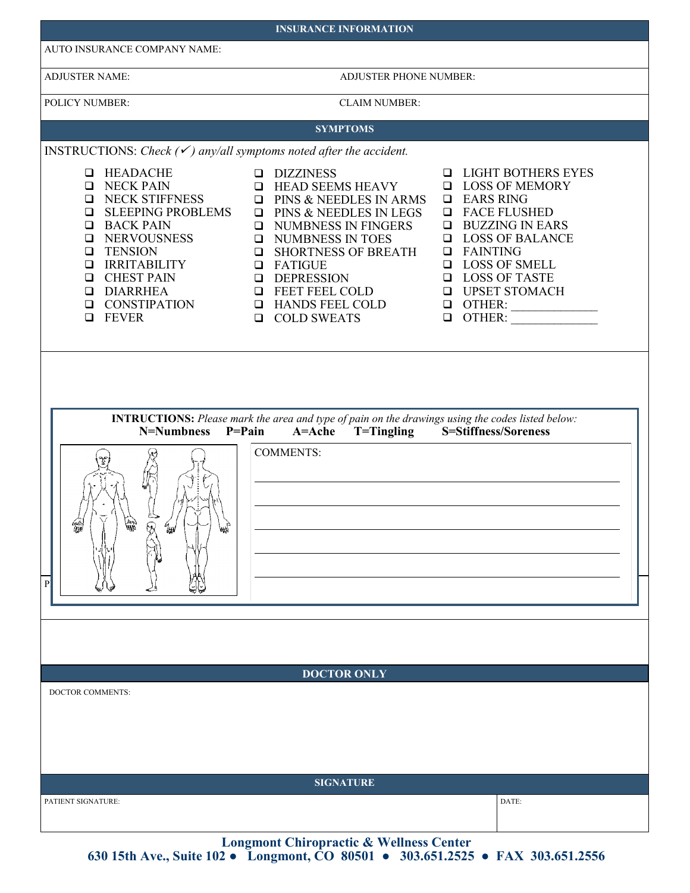## INSURANCE INFORMATION

AUTO INSURANCE COMPANY NAME:

ADJUSTER NAME: ADJUSTER PHONE NUMBER:

POLICY NUMBER: CLAIM NUMBER:

## SYMPTOMS

INSTRUCTIONS: *Check (✓) any/all symptoms noted after the accident.*

- ❑ HEADACHE
- ❑ NECK PAIN
- ❑ NECK STIFFNESS
- ❑ SLEEPING PROBLEMS
- ❑ BACK PAIN
- ❑ NERVOUSNESS
- ❑ TENSION
- ❑ IRRITABILITY
- ❑ CHEST PAIN
- ❑ DIARRHEA
- ❑ CONSTIPATION
- ❑ FEVER
- ❑ DIZZINESS
- ❑ HEAD SEEMS HEAVY
- ❑ PINS & NEEDLES IN ARMS
- ❑ PINS & NEEDLES IN LEGS
- ❑ NUMBNESS IN FINGERS
- ❑ NUMBNESS IN TOES
- ❑ SHORTNESS OF BREATH
- ❑ FATIGUE
- ❑ DEPRESSION
- ❑ FEET FEEL COLD
- ❑ HANDS FEEL COLD
- ❑ COLD SWEATS
- ❑ LIGHT BOTHERS EYES
- ❑ LOSS OF MEMORY
- ❑ EARS RING
- ❑ FACE FLUSHED
- ❑ BUZZING IN EARS
- ❑ LOSS OF BALANCE
- ❑ FAINTING
- ❑ LOSS OF SMELL
- ❑ LOSS OF TASTE
- ❑ UPSET STOMACH
- ❑ OTHER: ______________
- ❑ OTHER: ______________

**INTRUCTIONS:** *Please mark the area and type of pain on the drawings using the codes listed below:*

**N=Numbness P=Pain A=Ache T=Tingling S=Stiffness/Soreness**

COMMENTS:

______________________________________________

______________________________________________

______________________________________________

______________________________________________

______________________________________________

P

## DOCTOR ONLY

DOCTOR COMMENTS:

## SIGNATURE

PATIENT SIGNATURE: DATE:

**Longmont Chiropractic & Wellness Center**
**630 15th Ave., Suite 102 ● Longmont, CO 80501 ● 303.651.2525 ● FAX 303.651.2556**